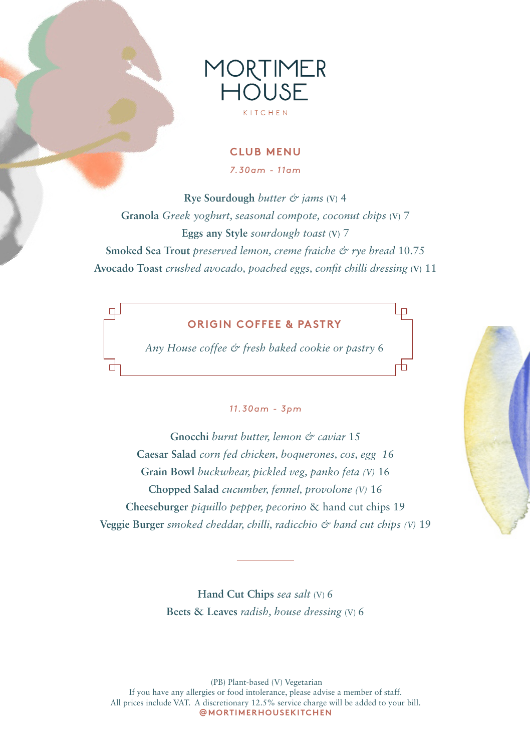# MORTIMER HOUSE

KITCHEN

## CLUB MENU

*7.30am - 11am*

**Rye Sourdough** *butter & jams* (V) 4

**Granola** *Greek yoghurt, seasonal compote, coconut chips* (V) 7

**Eggs any Style** *sourdough toast* (V) 7

**Smoked Sea Trout** *preserved lemon, creme fraiche & rye bread* 10.75

**Avocado Toast** *crushed avocado, poached eggs, confit chilli dressing* (V) 11

## ORIGIN COFFEE & PASTRY

*Any House coffee & fresh baked cookie or pastry* 6

*11.30am - 3pm*

**Gnocchi** *burnt butter, lemon & caviar* 15

**Caesar Salad** *corn fed chicken, boquerones, cos, egg* 16

**Grain Bowl** *buckwhear, pickled veg, panko feta (V)* 16

**Chopped Salad** *cucumber, fennel, provolone (V)* 16

**Cheeseburger** *piquillo pepper, pecorino* & hand cut chips 19

**Veggie Burger** *smoked cheddar, chilli, radicchio & hand cut chips (V)* 19

---

**Hand Cut Chips** *sea salt* (V) 6

**Beets & Leaves** *radish, house dressing* (V) 6

(PB) Plant-based (V) Vegetarian
If you have any allergies or food intolerance, please advise a member of staff.
All prices include VAT. A discretionary 12.5% service charge will be added to your bill.
@MORTIMERHOUSEKITCHEN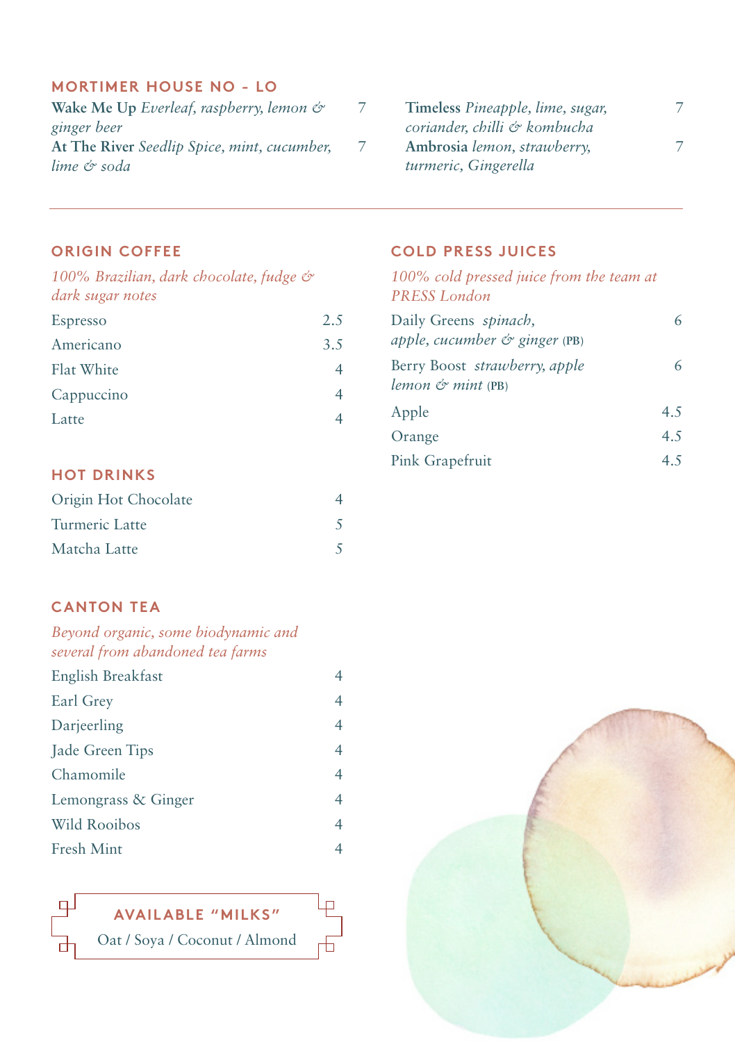## MORTIMER HOUSE NO – LO

**Wake Me Up** *Everleaf, raspberry, lemon & ginger beer* 7

**At The River** *Seedlip Spice, mint, cucumber, lime & soda* 7

**Timeless** *Pineapple, lime, sugar, coriander, chilli & kombucha* 7

**Ambrosia** *lemon, strawberry, turmeric, Gingerella* 7

## ORIGIN COFFEE

*100% Brazilian, dark chocolate, fudge & dark sugar notes*

| | |
|---|---|
| Espresso | 2.5 |
| Americano | 3.5 |
| Flat White | 4 |
| Cappuccino | 4 |
| Latte | 4 |

## HOT DRINKS

| | |
|---|---|
| Origin Hot Chocolate | 4 |
| Turmeric Latte | 5 |
| Matcha Latte | 5 |

## CANTON TEA

*Beyond organic, some biodynamic and several from abandoned tea farms*

| | |
|---|---|
| English Breakfast | 4 |
| Earl Grey | 4 |
| Darjeerling | 4 |
| Jade Green Tips | 4 |
| Chamomile | 4 |
| Lemongrass & Ginger | 4 |
| Wild Rooibos | 4 |
| Fresh Mint | 4 |

### AVAILABLE "MILKS"

Oat / Soya / Coconut / Almond

## COLD PRESS JUICES

*100% cold pressed juice from the team at PRESS London*

| | |
|---|---|
| Daily Greens *spinach, apple, cucumber & ginger* (PB) | 6 |
| Berry Boost *strawberry, apple lemon & mint* (PB) | 6 |
| Apple | 4.5 |
| Orange | 4.5 |
| Pink Grapefruit | 4.5 |